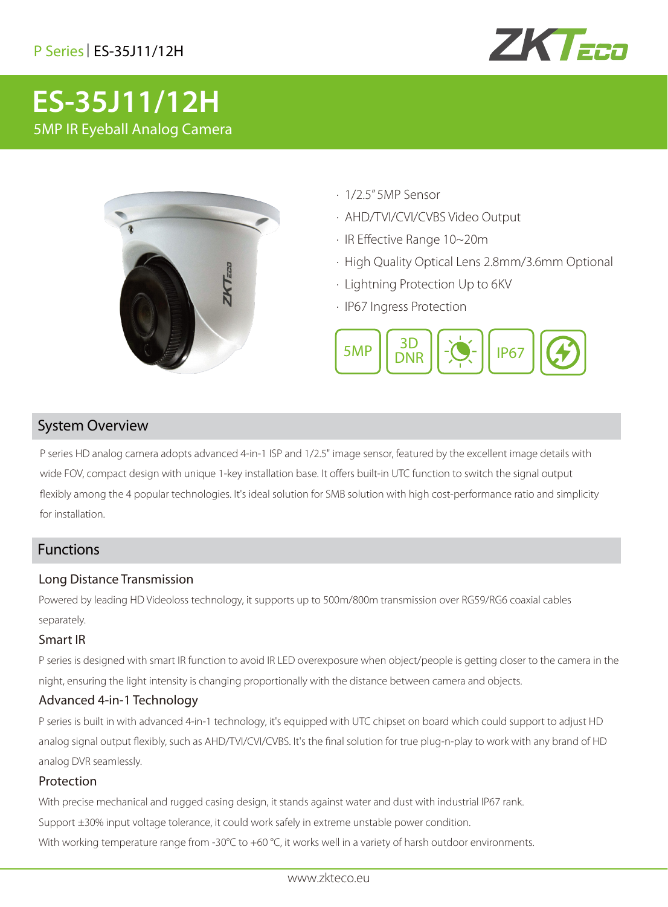# ES-35J11/12H

5MP IR Eyeball Analog Camera

- 1/2.5" 5MP Sensor
- AHD/TVI/CVI/CVBS Video Output
- IR Effective Range 10~20m
- High Quality Optical Lens 2.8mm/3.6mm Optional
- Lightning Protection Up to 6KV
- IP67 Ingress Protection

5MP | 3D DNR | IP67

## System Overview

P series HD analog camera adopts advanced 4-in-1 ISP and 1/2.5" image sensor, featured by the excellent image details with wide FOV, compact design with unique 1-key installation base. It offers built-in UTC function to switch the signal output flexibly among the 4 popular technologies. It's ideal solution for SMB solution with high cost-performance ratio and simplicity for installation.

## Functions

### Long Distance Transmission

Powered by leading HD Videoloss technology, it supports up to 500m/800m transmission over RG59/RG6 coaxial cables separately.

### Smart IR

P series is designed with smart IR function to avoid IR LED overexposure when object/people is getting closer to the camera in the night, ensuring the light intensity is changing proportionally with the distance between camera and objects.

### Advanced 4-in-1 Technology

P series is built in with advanced 4-in-1 technology, it's equipped with UTC chipset on board which could support to adjust HD analog signal output flexibly, such as AHD/TVI/CVI/CVBS. It's the final solution for true plug-n-play to work with any brand of HD analog DVR seamlessly.

### Protection

With precise mechanical and rugged casing design, it stands against water and dust with industrial IP67 rank.

Support ±30% input voltage tolerance, it could work safely in extreme unstable power condition.

With working temperature range from -30℃ to +60 ℃, it works well in a variety of harsh outdoor environments.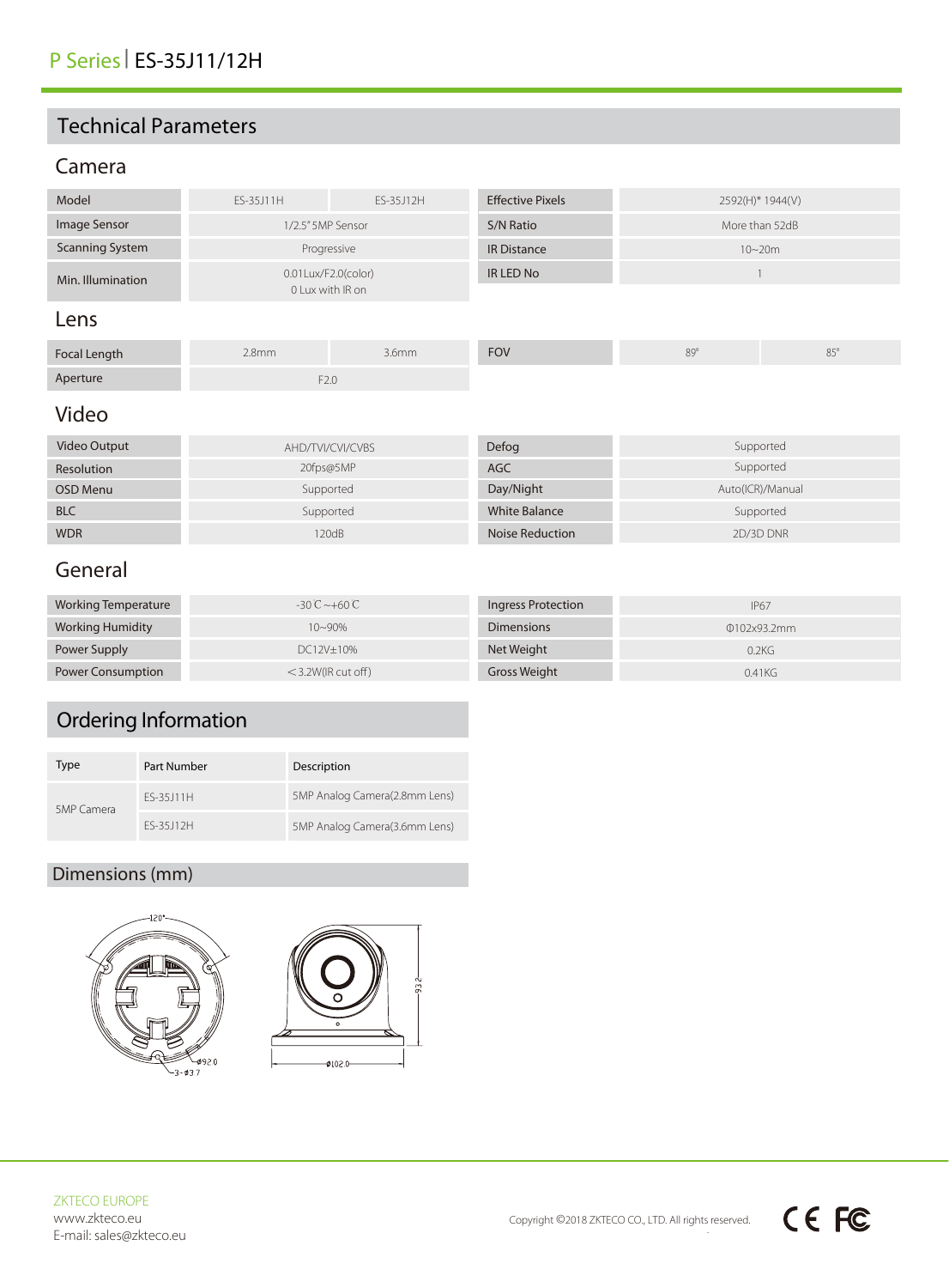# P Series | ES-35J11/12H

## Technical Parameters

### Camera

| | | | | |
|---|---|---|---|---|
| Model | ES-35J11H | ES-35J12H | Effective Pixels | 2592(H)* 1944(V) |
| Image Sensor | 1/2.5" 5MP Sensor | | S/N Ratio | More than 52dB |
| Scanning System | Progressive | | IR Distance | 10~20m |
| Min. Illumination | 0.01Lux/F2.0(color) 0 Lux with IR on | | IR LED No | 1 |

### Lens

| | | | | | |
|---|---|---|---|---|---|
| Focal Length | 2.8mm | 3.6mm | FOV | 89° | 85° |
| Aperture | F2.0 | | | | |

### Video

| | | | |
|---|---|---|---|
| Video Output | AHD/TVI/CVI/CVBS | Defog | Supported |
| Resolution | 20fps@5MP | AGC | Supported |
| OSD Menu | Supported | Day/Night | Auto(ICR)/Manual |
| BLC | Supported | White Balance | Supported |
| WDR | 120dB | Noise Reduction | 2D/3D DNR |

### General

| | | | |
|---|---|---|---|
| Working Temperature | -30℃~+60℃ | Ingress Protection | IP67 |
| Working Humidity | 10~90% | Dimensions | Φ102x93.2mm |
| Power Supply | DC12V±10% | Net Weight | 0.2KG |
| Power Consumption | <3.2W(IR cut off) | Gross Weight | 0.41KG |

## Ordering Information

| Type | Part Number | Description |
|---|---|---|
| 5MP Camera | ES-35J11H | 5MP Analog Camera(2.8mm Lens) |
| | ES-35J12H | 5MP Analog Camera(3.6mm Lens) |

## Dimensions (mm)

120°
ø92.0
3-ø3.7
93.2
ø102.0

ZKTECO EUROPE
www.zkteco.eu
E-mail: sales@zkteco.eu

Copyright ©2018 ZKTECO CO., LTD. All rights reserved.